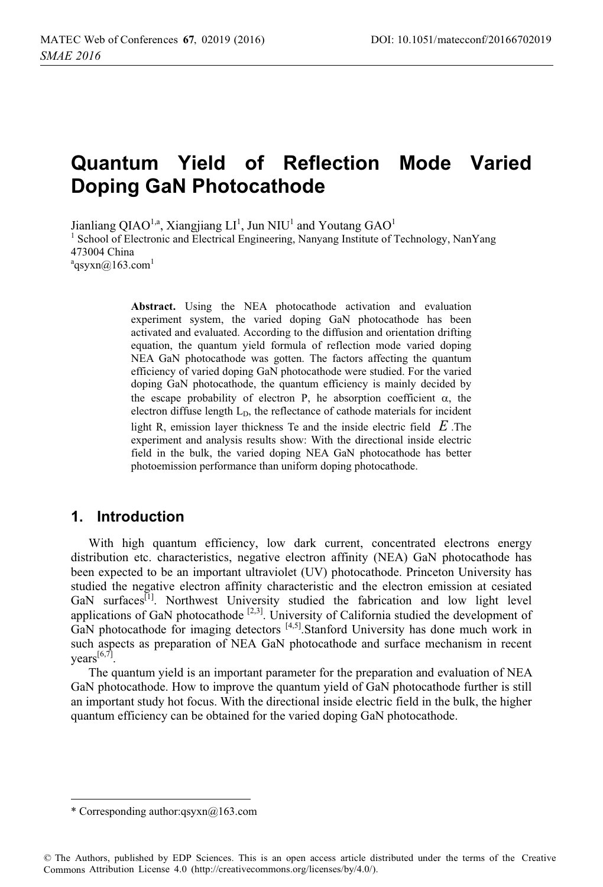# Quantum Yield of Reflection Mode Varied Doping GaN Photocathode

Jianliang QIAO[1,a], Xiangjiang LI[1], Jun NIU[1] and Youtang GAO[1]

[1] School of Electronic and Electrical Engineering, Nanyang Institute of Technology, NanYang 473004 China

[a]qsyxn@163.com[1]

**Abstract.** Using the NEA photocathode activation and evaluation experiment system, the varied doping GaN photocathode has been activated and evaluated. According to the diffusion and orientation drifting equation, the quantum yield formula of reflection mode varied doping NEA GaN photocathode was gotten. The factors affecting the quantum efficiency of varied doping GaN photocathode were studied. For the varied doping GaN photocathode, the quantum efficiency is mainly decided by the escape probability of electron P, he absorption coefficient $\alpha$, the electron diffuse length $L_D$, the reflectance of cathode materials for incident light R, emission layer thickness Te and the inside electric field $E$.The experiment and analysis results show: With the directional inside electric field in the bulk, the varied doping NEA GaN photocathode has better photoemission performance than uniform doping photocathode.

## 1. Introduction

With high quantum efficiency, low dark current, concentrated electrons energy distribution etc. characteristics, negative electron affinity (NEA) GaN photocathode has been expected to be an important ultraviolet (UV) photocathode. Princeton University has studied the negative electron affinity characteristic and the electron emission at cesiated GaN surfaces[1]. Northwest University studied the fabrication and low light level applications of GaN photocathode [2,3]. University of California studied the development of GaN photocathode for imaging detectors [4,5].Stanford University has done much work in such aspects as preparation of NEA GaN photocathode and surface mechanism in recent years[6,7].

The quantum yield is an important parameter for the preparation and evaluation of NEA GaN photocathode. How to improve the quantum yield of GaN photocathode further is still an important study hot focus. With the directional inside electric field in the bulk, the higher quantum efficiency can be obtained for the varied doping GaN photocathode.

\* Corresponding author:qsyxn@163.com

© The Authors, published by EDP Sciences. This is an open access article distributed under the terms of the Creative Commons Attribution License 4.0 (http://creativecommons.org/licenses/by/4.0/).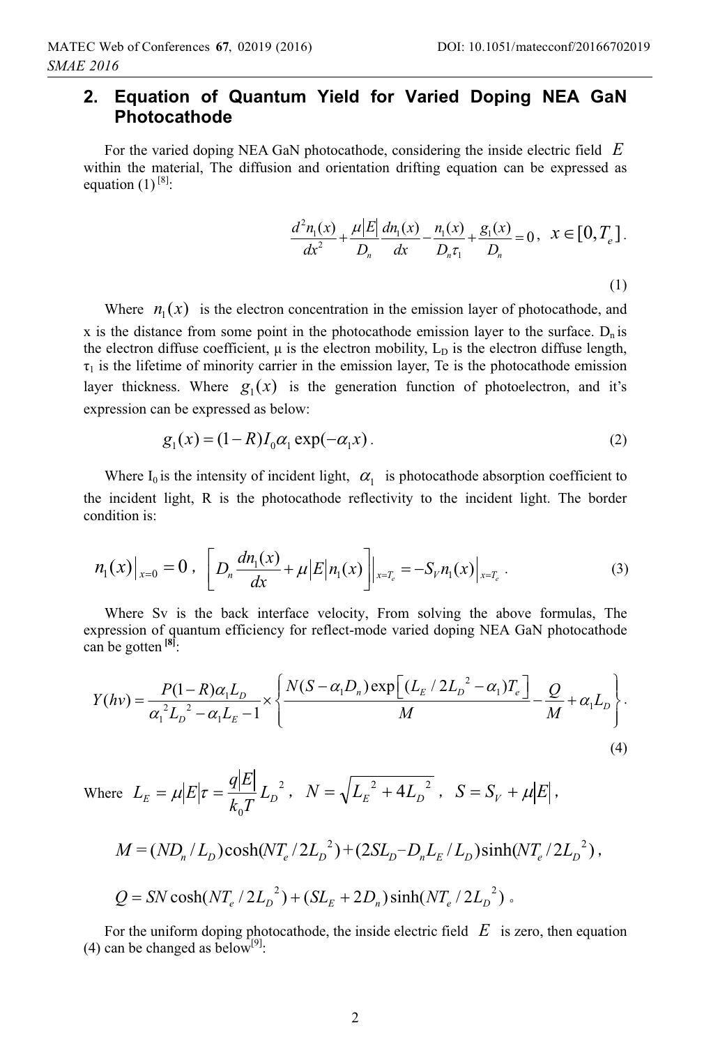## 2. Equation of Quantum Yield for Varied Doping NEA GaN Photocathode

For the varied doping NEA GaN photocathode, considering the inside electric field $E$ within the material, The diffusion and orientation drifting equation can be expressed as equation (1) [8]:

$$\frac{d^2 n_1(x)}{dx^2} + \frac{\mu|E|}{D_n}\frac{dn_1(x)}{dx} - \frac{n_1(x)}{D_n \tau_1} + \frac{g_1(x)}{D_n} = 0, \quad x \in [0, T_e]. \tag{1}$$

Where $n_1(x)$ is the electron concentration in the emission layer of photocathode, and x is the distance from some point in the photocathode emission layer to the surface. $D_n$ is the electron diffuse coefficient, μ is the electron mobility, $L_D$ is the electron diffuse length, $\tau_1$ is the lifetime of minority carrier in the emission layer, Te is the photocathode emission layer thickness. Where $g_1(x)$ is the generation function of photoelectron, and it's expression can be expressed as below:

$$g_1(x) = (1-R)I_0 \alpha_1 \exp(-\alpha_1 x). \tag{2}$$

Where $I_0$ is the intensity of incident light, $\alpha_1$ is photocathode absorption coefficient to the incident light, R is the photocathode reflectivity to the incident light. The border condition is:

$$n_1(x)\big|_{x=0} = 0, \quad \left[D_n \frac{dn_1(x)}{dx} + \mu|E| n_1(x)\right]\bigg|_{x=T_e} = -S_V n_1(x)\big|_{x=T_e}. \tag{3}$$

Where Sv is the back interface velocity, From solving the above formulas, The expression of quantum efficiency for reflect-mode varied doping NEA GaN photocathode can be gotten [8]:

$$Y(hv) = \frac{P(1-R)\alpha_1 L_D}{\alpha_1^2 L_D^2 - \alpha_1 L_E - 1} \times \left\{ \frac{N(S - \alpha_1 D_n)\exp\left[(L_E/2L_D^2 - \alpha_1)T_e\right]}{M} - \frac{Q}{M} + \alpha_1 L_D \right\}. \tag{4}$$

Where $L_E = \mu|E|\tau = \frac{q|E|}{k_0 T} L_D^2$, $N = \sqrt{L_E^2 + 4L_D^2}$, $S = S_V + \mu|E|$,

$$M = (ND_n/L_D)\cosh(NT_e/2L_D^2) + (2SL_D - D_n L_E/L_D)\sinh(NT_e/2L_D^2),$$

$$Q = SN\cosh(NT_e/2L_D^2) + (SL_E + 2D_n)\sinh(NT_e/2L_D^2).$$

For the uniform doping photocathode, the inside electric field $E$ is zero, then equation (4) can be changed as below[9]: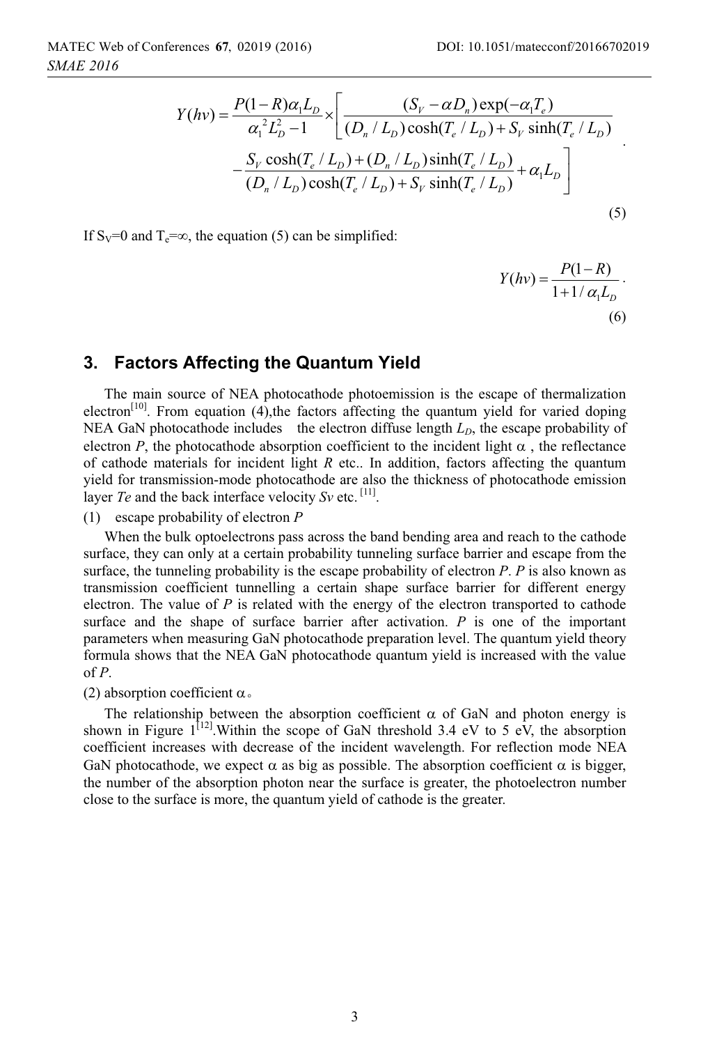$$Y(h\nu)=\frac{P(1-R)\alpha_1 L_D}{\alpha_1^{\ 2}L_D^2-1}\times\left[\frac{(S_V-\alpha D_n)\exp(-\alpha_1 T_e)}{(D_n/L_D)\cosh(T_e/L_D)+S_V\sinh(T_e/L_D)}\right.$$
$$\left.-\frac{S_V\cosh(T_e/L_D)+(D_n/L_D)\sinh(T_e/L_D)}{(D_n/L_D)\cosh(T_e/L_D)+S_V\sinh(T_e/L_D)}+\alpha_1 L_D\right]. \tag{5}$$

If $S_V$=0 and $T_e$=∞, the equation (5) can be simplified:

$$Y(h\nu)=\frac{P(1-R)}{1+1/\alpha_1 L_D}. \tag{6}$$

## 3. Factors Affecting the Quantum Yield

The main source of NEA photocathode photoemission is the escape of thermalization electron[10]. From equation (4),the factors affecting the quantum yield for varied doping NEA GaN photocathode includes the electron diffuse length $L_D$, the escape probability of electron $P$, the photocathode absorption coefficient to the incident light $\alpha$ , the reflectance of cathode materials for incident light $R$ etc.. In addition, factors affecting the quantum yield for transmission-mode photocathode are also the thickness of photocathode emission layer $Te$ and the back interface velocity $Sv$ etc. [11].

(1) escape probability of electron $P$

When the bulk optoelectrons pass across the band bending area and reach to the cathode surface, they can only at a certain probability tunneling surface barrier and escape from the surface, the tunneling probability is the escape probability of electron $P$. $P$ is also known as transmission coefficient tunnelling a certain shape surface barrier for different energy electron. The value of $P$ is related with the energy of the electron transported to cathode surface and the shape of surface barrier after activation. $P$ is one of the important parameters when measuring GaN photocathode preparation level. The quantum yield theory formula shows that the NEA GaN photocathode quantum yield is increased with the value of $P$.

(2) absorption coefficient $\alpha$。

The relationship between the absorption coefficient $\alpha$ of GaN and photon energy is shown in Figure 1[12].Within the scope of GaN threshold 3.4 eV to 5 eV, the absorption coefficient increases with decrease of the incident wavelength. For reflection mode NEA GaN photocathode, we expect $\alpha$ as big as possible. The absorption coefficient $\alpha$ is bigger, the number of the absorption photon near the surface is greater, the photoelectron number close to the surface is more, the quantum yield of cathode is the greater.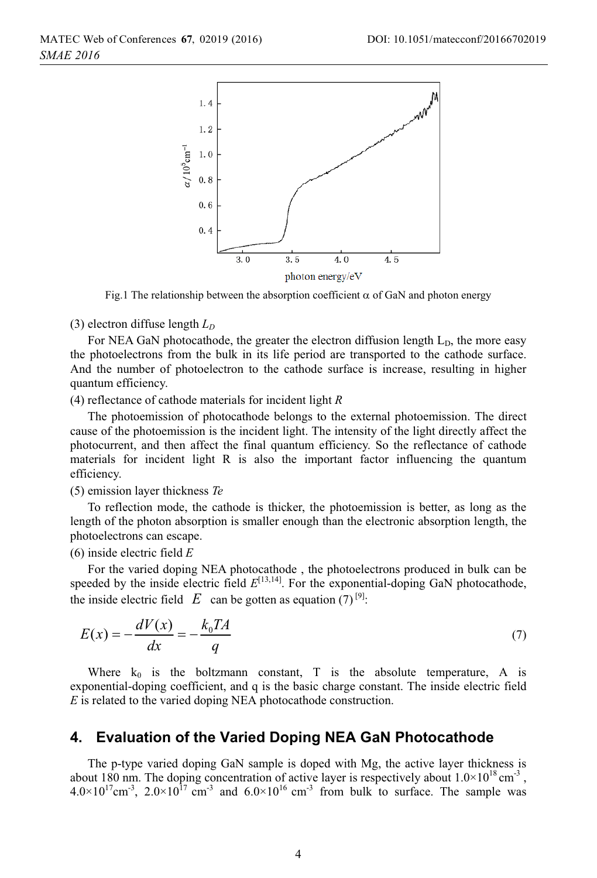Fig.1 The relationship between the absorption coefficient α of GaN and photon energy

(3) electron diffuse length $L_D$

For NEA GaN photocathode, the greater the electron diffusion length $L_D$, the more easy the photoelectrons from the bulk in its life period are transported to the cathode surface. And the number of photoelectron to the cathode surface is increase, resulting in higher quantum efficiency.

(4) reflectance of cathode materials for incident light $R$

The photoemission of photocathode belongs to the external photoemission. The direct cause of the photoemission is the incident light. The intensity of the light directly affect the photocurrent, and then affect the final quantum efficiency. So the reflectance of cathode materials for incident light R is also the important factor influencing the quantum efficiency.

(5) emission layer thickness $Te$

To reflection mode, the cathode is thicker, the photoemission is better, as long as the length of the photon absorption is smaller enough than the electronic absorption length, the photoelectrons can escape.

(6) inside electric field $E$

For the varied doping NEA photocathode , the photoelectrons produced in bulk can be speeded by the inside electric field $E$[13,14]. For the exponential-doping GaN photocathode, the inside electric field $E$ can be gotten as equation (7) [9]:

$$E(x) = -\frac{dV(x)}{dx} = -\frac{k_0 TA}{q} \tag{7}$$

Where $k_0$ is the boltzmann constant, T is the absolute temperature, A is exponential-doping coefficient, and q is the basic charge constant. The inside electric field $E$ is related to the varied doping NEA photocathode construction.

## 4. Evaluation of the Varied Doping NEA GaN Photocathode

The p-type varied doping GaN sample is doped with Mg, the active layer thickness is about 180 nm. The doping concentration of active layer is respectively about $1.0\times10^{18}$ cm$^{-3}$ , $4.0\times10^{17}$cm$^{-3}$, $2.0\times10^{17}$ cm$^{-3}$ and $6.0\times10^{16}$ cm$^{-3}$ from bulk to surface. The sample was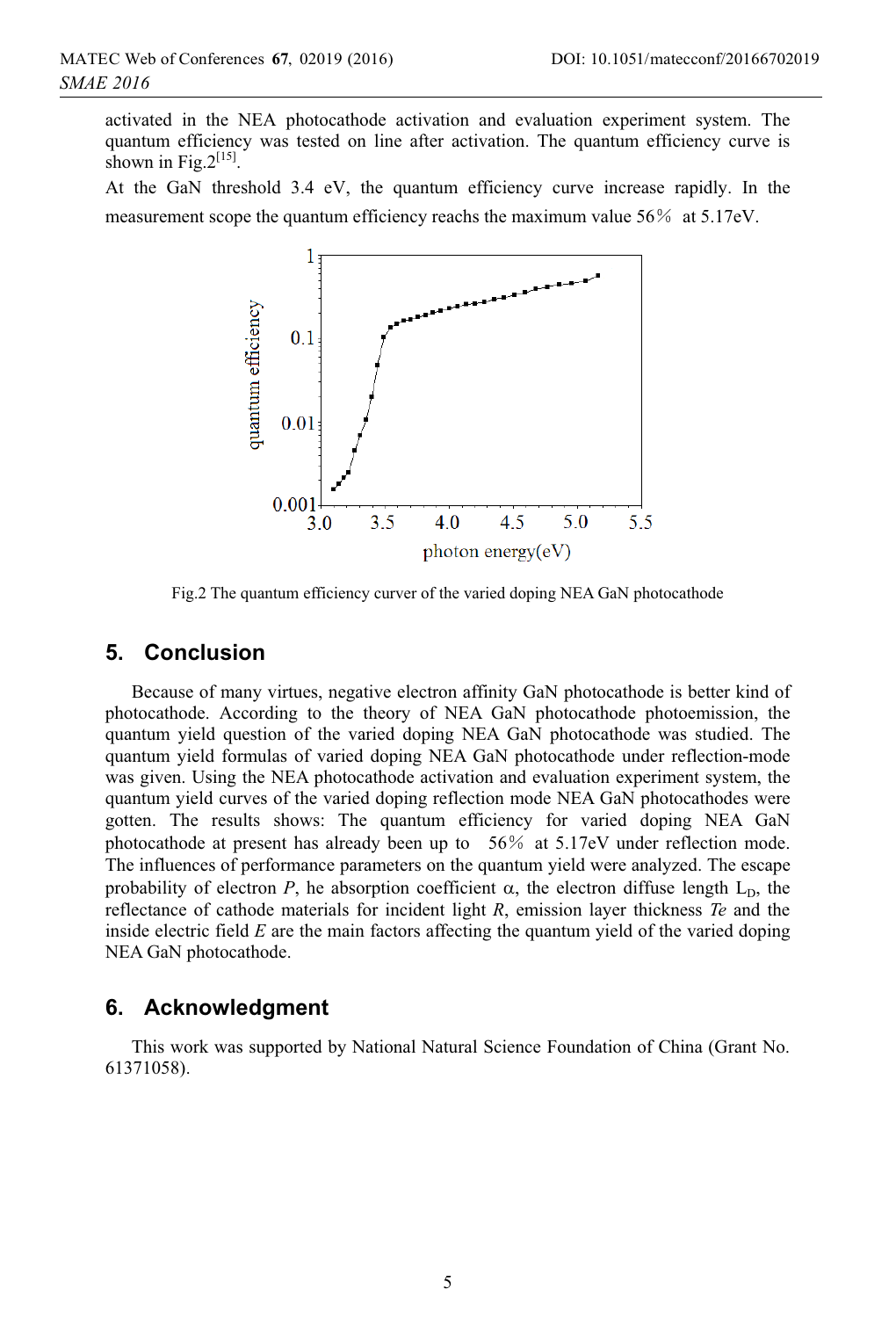activated in the NEA photocathode activation and evaluation experiment system. The quantum efficiency was tested on line after activation. The quantum efficiency curve is shown in Fig.2[15].

At the GaN threshold 3.4 eV, the quantum efficiency curve increase rapidly. In the measurement scope the quantum efficiency reachs the maximum value 56％ at 5.17eV.

Fig.2 The quantum efficiency curver of the varied doping NEA GaN photocathode

## 5. Conclusion

Because of many virtues, negative electron affinity GaN photocathode is better kind of photocathode. According to the theory of NEA GaN photocathode photoemission, the quantum yield question of the varied doping NEA GaN photocathode was studied. The quantum yield formulas of varied doping NEA GaN photocathode under reflection-mode was given. Using the NEA photocathode activation and evaluation experiment system, the quantum yield curves of the varied doping reflection mode NEA GaN photocathodes were gotten. The results shows: The quantum efficiency for varied doping NEA GaN photocathode at present has already been up to 56％ at 5.17eV under reflection mode. The influences of performance parameters on the quantum yield were analyzed. The escape probability of electron *P*, he absorption coefficient $\alpha$, the electron diffuse length $L_D$, the reflectance of cathode materials for incident light *R*, emission layer thickness *Te* and the inside electric field *E* are the main factors affecting the quantum yield of the varied doping NEA GaN photocathode.

## 6. Acknowledgment

This work was supported by National Natural Science Foundation of China (Grant No. 61371058).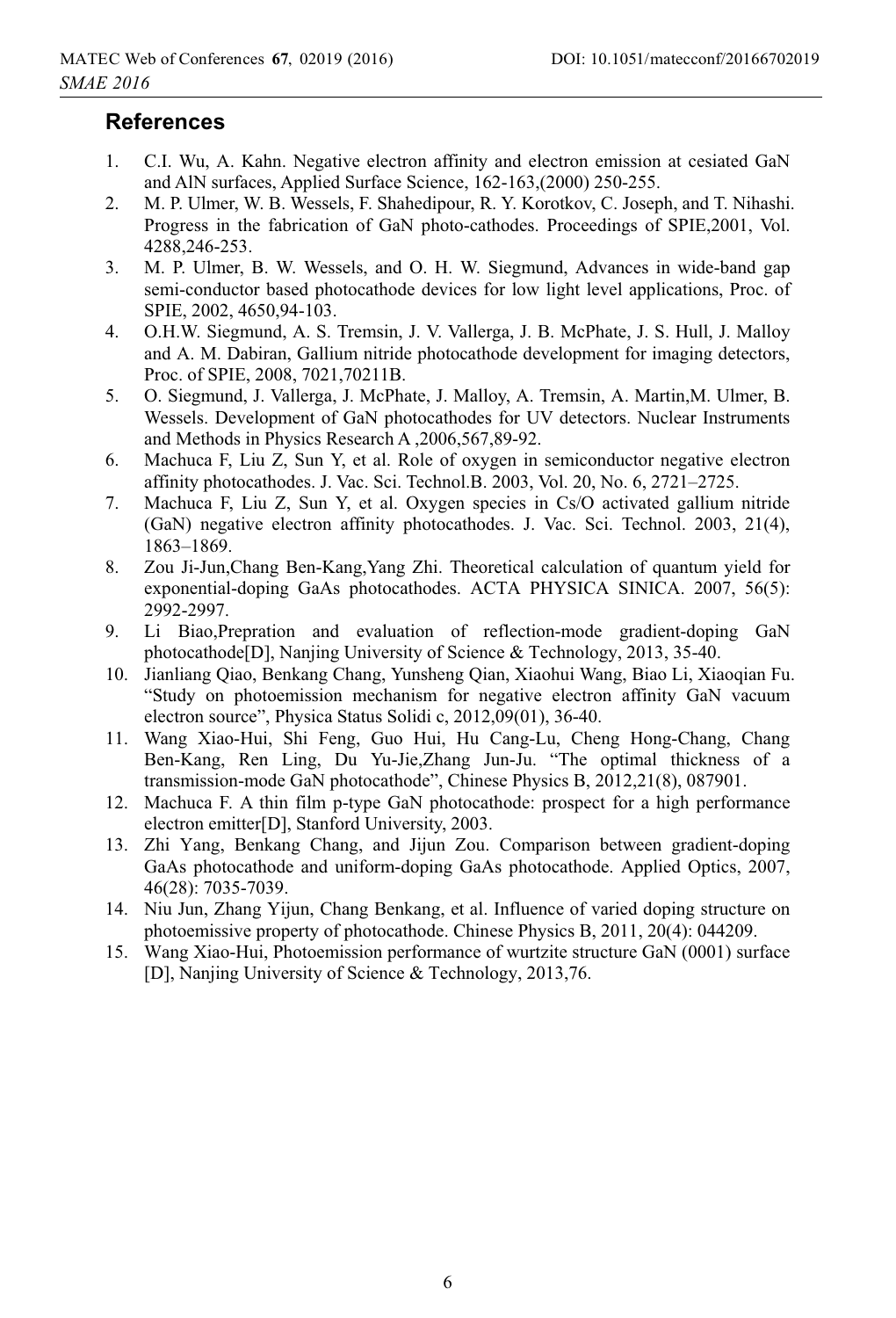## References

1. C.I. Wu, A. Kahn. Negative electron affinity and electron emission at cesiated GaN and AlN surfaces, Applied Surface Science, 162-163,(2000) 250-255.
2. M. P. Ulmer, W. B. Wessels, F. Shahedipour, R. Y. Korotkov, C. Joseph, and T. Nihashi. Progress in the fabrication of GaN photo-cathodes. Proceedings of SPIE,2001, Vol. 4288,246-253.
3. M. P. Ulmer, B. W. Wessels, and O. H. W. Siegmund, Advances in wide-band gap semi-conductor based photocathode devices for low light level applications, Proc. of SPIE, 2002, 4650,94-103.
4. O.H.W. Siegmund, A. S. Tremsin, J. V. Vallerga, J. B. McPhate, J. S. Hull, J. Malloy and A. M. Dabiran, Gallium nitride photocathode development for imaging detectors, Proc. of SPIE, 2008, 7021,70211B.
5. O. Siegmund, J. Vallerga, J. McPhate, J. Malloy, A. Tremsin, A. Martin,M. Ulmer, B. Wessels. Development of GaN photocathodes for UV detectors. Nuclear Instruments and Methods in Physics Research A ,2006,567,89-92.
6. Machuca F, Liu Z, Sun Y, et al. Role of oxygen in semiconductor negative electron affinity photocathodes. J. Vac. Sci. Technol.B. 2003, Vol. 20, No. 6, 2721–2725.
7. Machuca F, Liu Z, Sun Y, et al. Oxygen species in Cs/O activated gallium nitride (GaN) negative electron affinity photocathodes. J. Vac. Sci. Technol. 2003, 21(4), 1863–1869.
8. Zou Ji-Jun,Chang Ben-Kang,Yang Zhi. Theoretical calculation of quantum yield for exponential-doping GaAs photocathodes. ACTA PHYSICA SINICA. 2007, 56(5): 2992-2997.
9. Li Biao,Prepration and evaluation of reflection-mode gradient-doping GaN photocathode[D], Nanjing University of Science & Technology, 2013, 35-40.
10. Jianliang Qiao, Benkang Chang, Yunsheng Qian, Xiaohui Wang, Biao Li, Xiaoqian Fu. "Study on photoemission mechanism for negative electron affinity GaN vacuum electron source", Physica Status Solidi c, 2012,09(01), 36-40.
11. Wang Xiao-Hui, Shi Feng, Guo Hui, Hu Cang-Lu, Cheng Hong-Chang, Chang Ben-Kang, Ren Ling, Du Yu-Jie,Zhang Jun-Ju. "The optimal thickness of a transmission-mode GaN photocathode", Chinese Physics B, 2012,21(8), 087901.
12. Machuca F. A thin film p-type GaN photocathode: prospect for a high performance electron emitter[D], Stanford University, 2003.
13. Zhi Yang, Benkang Chang, and Jijun Zou. Comparison between gradient-doping GaAs photocathode and uniform-doping GaAs photocathode. Applied Optics, 2007, 46(28): 7035-7039.
14. Niu Jun, Zhang Yijun, Chang Benkang, et al. Influence of varied doping structure on photoemissive property of photocathode. Chinese Physics B, 2011, 20(4): 044209.
15. Wang Xiao-Hui, Photoemission performance of wurtzite structure GaN (0001) surface [D], Nanjing University of Science & Technology, 2013,76.